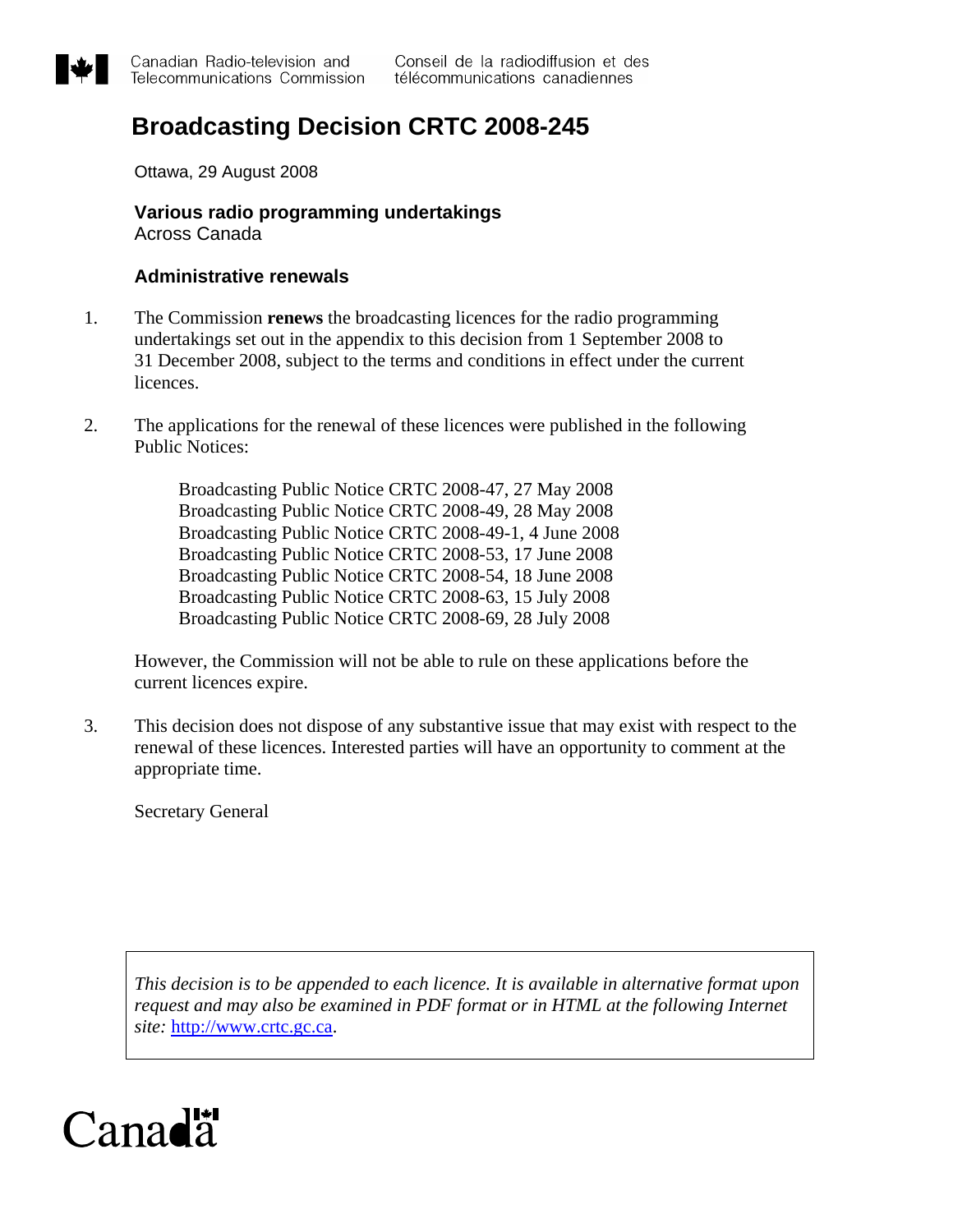Canadian Radio-television and Telecommunications Commission

Conseil de la radiodiffusion et des télécommunications canadiennes

# Broadcasting Decision CRTC 2008-245

Ottawa, 29 August 2008

**Various radio programming undertakings**
Across Canada

### Administrative renewals

1. The Commission **renews** the broadcasting licences for the radio programming undertakings set out in the appendix to this decision from 1 September 2008 to 31 December 2008, subject to the terms and conditions in effect under the current licences.

2. The applications for the renewal of these licences were published in the following Public Notices:

   Broadcasting Public Notice CRTC 2008-47, 27 May 2008
   Broadcasting Public Notice CRTC 2008-49, 28 May 2008
   Broadcasting Public Notice CRTC 2008-49-1, 4 June 2008
   Broadcasting Public Notice CRTC 2008-53, 17 June 2008
   Broadcasting Public Notice CRTC 2008-54, 18 June 2008
   Broadcasting Public Notice CRTC 2008-63, 15 July 2008
   Broadcasting Public Notice CRTC 2008-69, 28 July 2008

   However, the Commission will not be able to rule on these applications before the current licences expire.

3. This decision does not dispose of any substantive issue that may exist with respect to the renewal of these licences. Interested parties will have an opportunity to comment at the appropriate time.

Secretary General

*This decision is to be appended to each licence. It is available in alternative format upon request and may also be examined in PDF format or in HTML at the following Internet site:* http://www.crtc.gc.ca.

Canada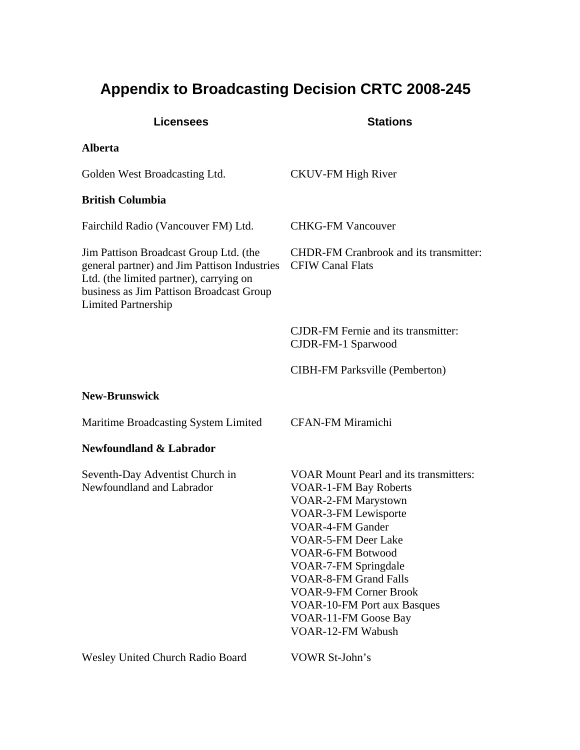# Appendix to Broadcasting Decision CRTC 2008-245

| Licensees | Stations |
| --- | --- |
| **Alberta** | |
| Golden West Broadcasting Ltd. | CKUV-FM High River |
| **British Columbia** | |
| Fairchild Radio (Vancouver FM) Ltd. | CHKG-FM Vancouver |
| Jim Pattison Broadcast Group Ltd. (the general partner) and Jim Pattison Industries Ltd. (the limited partner), carrying on business as Jim Pattison Broadcast Group Limited Partnership | CHDR-FM Cranbrook and its transmitter: CFIW Canal Flats |
| | CJDR-FM Fernie and its transmitter: CJDR-FM-1 Sparwood |
| | CIBH-FM Parksville (Pemberton) |
| **New-Brunswick** | |
| Maritime Broadcasting System Limited | CFAN-FM Miramichi |
| **Newfoundland & Labrador** | |
| Seventh-Day Adventist Church in Newfoundland and Labrador | VOAR Mount Pearl and its transmitters:<br>VOAR-1-FM Bay Roberts<br>VOAR-2-FM Marystown<br>VOAR-3-FM Lewisporte<br>VOAR-4-FM Gander<br>VOAR-5-FM Deer Lake<br>VOAR-6-FM Botwood<br>VOAR-7-FM Springdale<br>VOAR-8-FM Grand Falls<br>VOAR-9-FM Corner Brook<br>VOAR-10-FM Port aux Basques<br>VOAR-11-FM Goose Bay<br>VOAR-12-FM Wabush |
| Wesley United Church Radio Board | VOWR St-John's |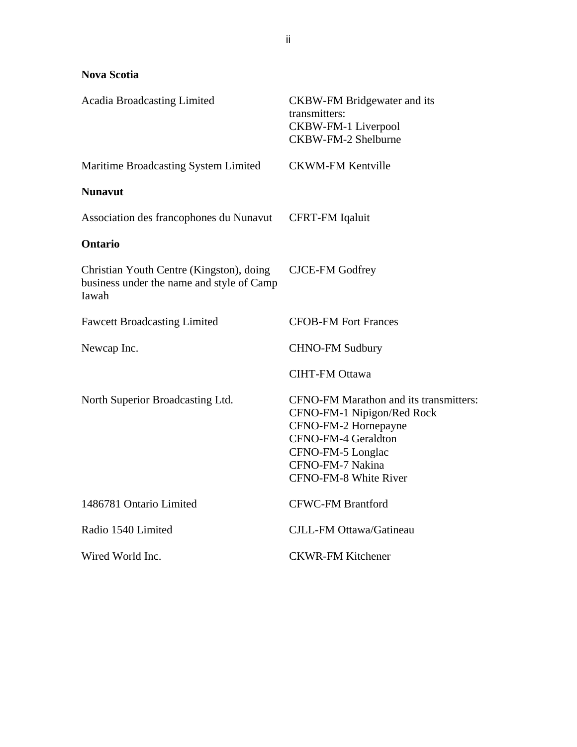**Nova Scotia**

| | |
|---|---|
| Acadia Broadcasting Limited | CKBW-FM Bridgewater and its transmitters:<br>CKBW-FM-1 Liverpool<br>CKBW-FM-2 Shelburne |
| Maritime Broadcasting System Limited | CKWM-FM Kentville |

**Nunavut**

| | |
|---|---|
| Association des francophones du Nunavut | CFRT-FM Iqaluit |

**Ontario**

| | |
|---|---|
| Christian Youth Centre (Kingston), doing business under the name and style of Camp Iawah | CJCE-FM Godfrey |
| Fawcett Broadcasting Limited | CFOB-FM Fort Frances |
| Newcap Inc. | CHNO-FM Sudbury |
| | CIHT-FM Ottawa |
| North Superior Broadcasting Ltd. | CFNO-FM Marathon and its transmitters:<br>CFNO-FM-1 Nipigon/Red Rock<br>CFNO-FM-2 Hornepayne<br>CFNO-FM-4 Geraldton<br>CFNO-FM-5 Longlac<br>CFNO-FM-7 Nakina<br>CFNO-FM-8 White River |
| 1486781 Ontario Limited | CFWC-FM Brantford |
| Radio 1540 Limited | CJLL-FM Ottawa/Gatineau |
| Wired World Inc. | CKWR-FM Kitchener |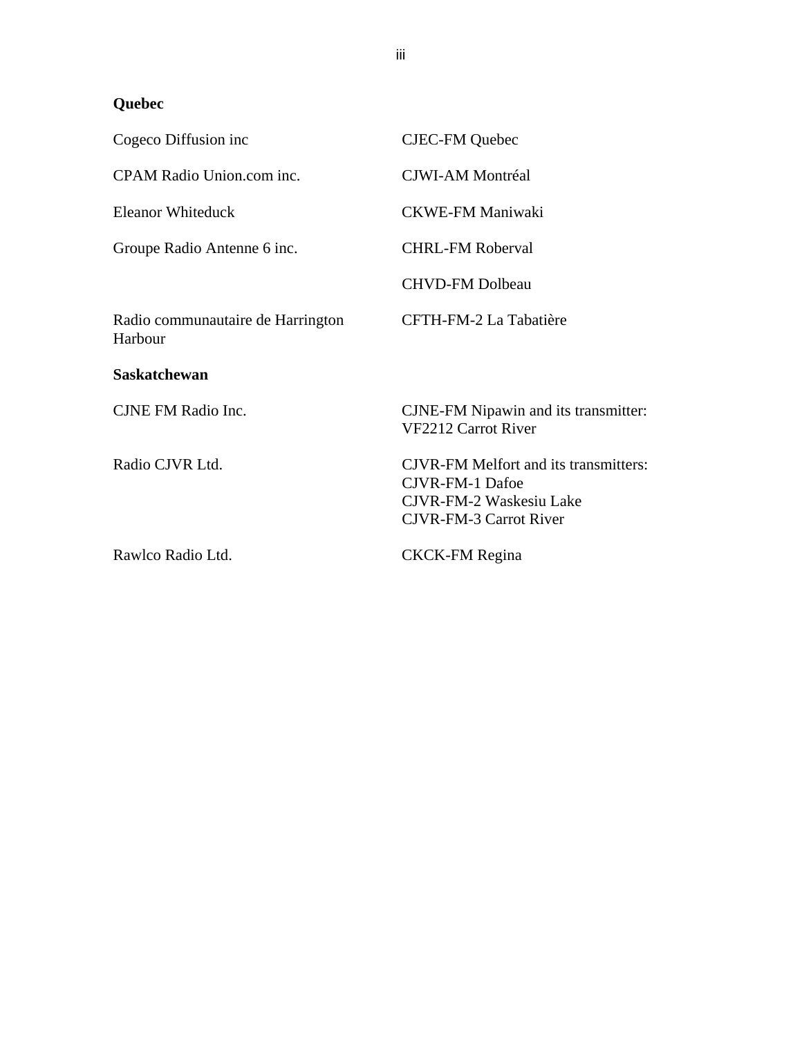**Quebec**

| | |
|---|---|
| Cogeco Diffusion inc | CJEC-FM Quebec |
| CPAM Radio Union.com inc. | CJWI-AM Montréal |
| Eleanor Whiteduck | CKWE-FM Maniwaki |
| Groupe Radio Antenne 6 inc. | CHRL-FM Roberval |
| | CHVD-FM Dolbeau |
| Radio communautaire de Harrington Harbour | CFTH-FM-2 La Tabatière |

**Saskatchewan**

| | |
|---|---|
| CJNE FM Radio Inc. | CJNE-FM Nipawin and its transmitter:<br>VF2212 Carrot River |
| Radio CJVR Ltd. | CJVR-FM Melfort and its transmitters:<br>CJVR-FM-1 Dafoe<br>CJVR-FM-2 Waskesiu Lake<br>CJVR-FM-3 Carrot River |
| Rawlco Radio Ltd. | CKCK-FM Regina |